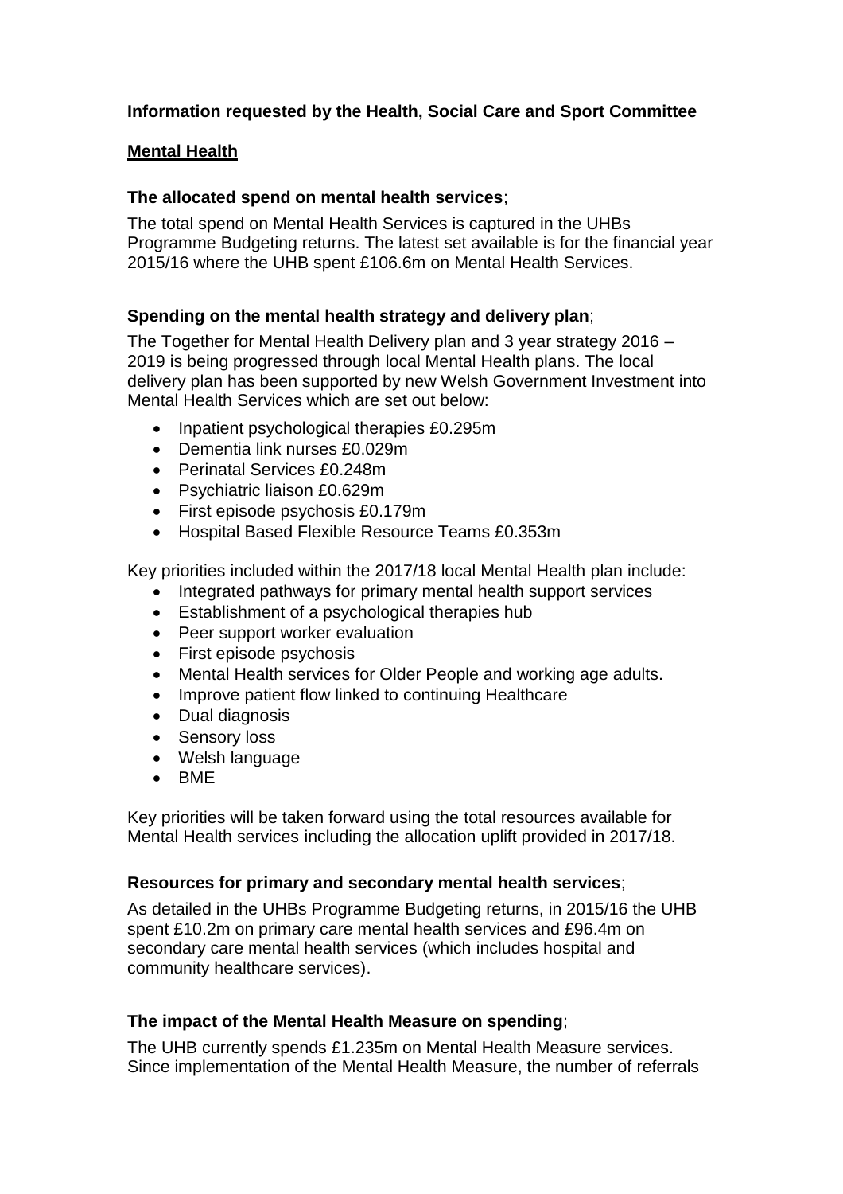**Information requested by the Health, Social Care and Sport Committee**

**Mental Health**

**The allocated spend on mental health services**;

The total spend on Mental Health Services is captured in the UHBs Programme Budgeting returns. The latest set available is for the financial year 2015/16 where the UHB spent £106.6m on Mental Health Services.

**Spending on the mental health strategy and delivery plan**;

The Together for Mental Health Delivery plan and 3 year strategy 2016 – 2019 is being progressed through local Mental Health plans. The local delivery plan has been supported by new Welsh Government Investment into Mental Health Services which are set out below:

- Inpatient psychological therapies £0.295m
- Dementia link nurses £0.029m
- Perinatal Services £0.248m
- Psychiatric liaison £0.629m
- First episode psychosis £0.179m
- Hospital Based Flexible Resource Teams £0.353m

Key priorities included within the 2017/18 local Mental Health plan include:

- Integrated pathways for primary mental health support services
- Establishment of a psychological therapies hub
- Peer support worker evaluation
- First episode psychosis
- Mental Health services for Older People and working age adults.
- Improve patient flow linked to continuing Healthcare
- Dual diagnosis
- Sensory loss
- Welsh language
- BME

Key priorities will be taken forward using the total resources available for Mental Health services including the allocation uplift provided in 2017/18.

**Resources for primary and secondary mental health services**;

As detailed in the UHBs Programme Budgeting returns, in 2015/16 the UHB spent £10.2m on primary care mental health services and £96.4m on secondary care mental health services (which includes hospital and community healthcare services).

**The impact of the Mental Health Measure on spending**;

The UHB currently spends £1.235m on Mental Health Measure services. Since implementation of the Mental Health Measure, the number of referrals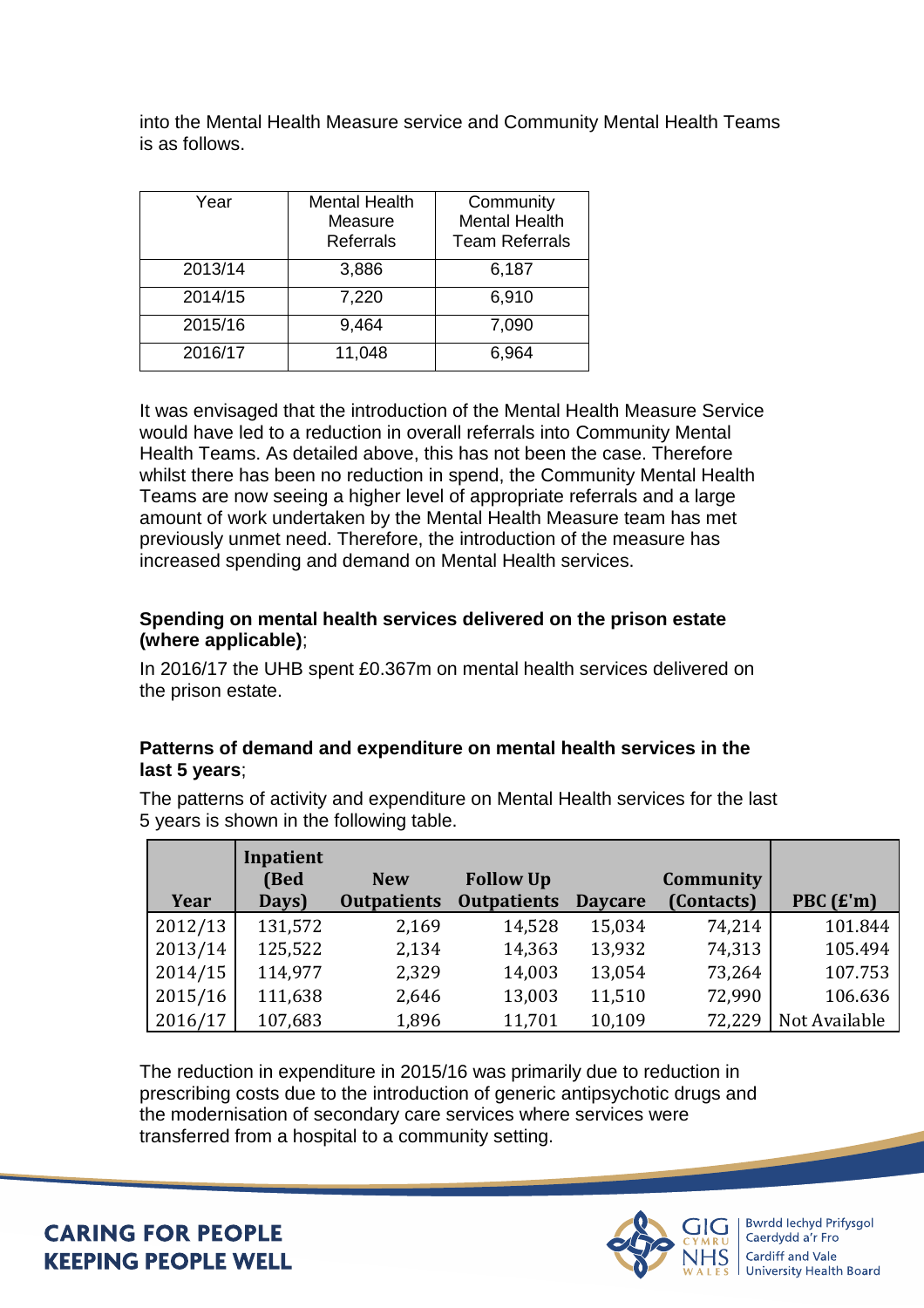into the Mental Health Measure service and Community Mental Health Teams is as follows.

| Year | Mental Health Measure Referrals | Community Mental Health Team Referrals |
|---|---|---|
| 2013/14 | 3,886 | 6,187 |
| 2014/15 | 7,220 | 6,910 |
| 2015/16 | 9,464 | 7,090 |
| 2016/17 | 11,048 | 6,964 |

It was envisaged that the introduction of the Mental Health Measure Service would have led to a reduction in overall referrals into Community Mental Health Teams. As detailed above, this has not been the case. Therefore whilst there has been no reduction in spend, the Community Mental Health Teams are now seeing a higher level of appropriate referrals and a large amount of work undertaken by the Mental Health Measure team has met previously unmet need. Therefore, the introduction of the measure has increased spending and demand on Mental Health services.

**Spending on mental health services delivered on the prison estate (where applicable)**;

In 2016/17 the UHB spent £0.367m on mental health services delivered on the prison estate.

**Patterns of demand and expenditure on mental health services in the last 5 years**;

The patterns of activity and expenditure on Mental Health services for the last 5 years is shown in the following table.

| Year | Inpatient (Bed Days) | New Outpatients | Follow Up Outpatients | Daycare | Community (Contacts) | PBC (£'m) |
|---|---|---|---|---|---|---|
| 2012/13 | 131,572 | 2,169 | 14,528 | 15,034 | 74,214 | 101.844 |
| 2013/14 | 125,522 | 2,134 | 14,363 | 13,932 | 74,313 | 105.494 |
| 2014/15 | 114,977 | 2,329 | 14,003 | 13,054 | 73,264 | 107.753 |
| 2015/16 | 111,638 | 2,646 | 13,003 | 11,510 | 72,990 | 106.636 |
| 2016/17 | 107,683 | 1,896 | 11,701 | 10,109 | 72,229 | Not Available |

The reduction in expenditure in 2015/16 was primarily due to reduction in prescribing costs due to the introduction of generic antipsychotic drugs and the modernisation of secondary care services where services were transferred from a hospital to a community setting.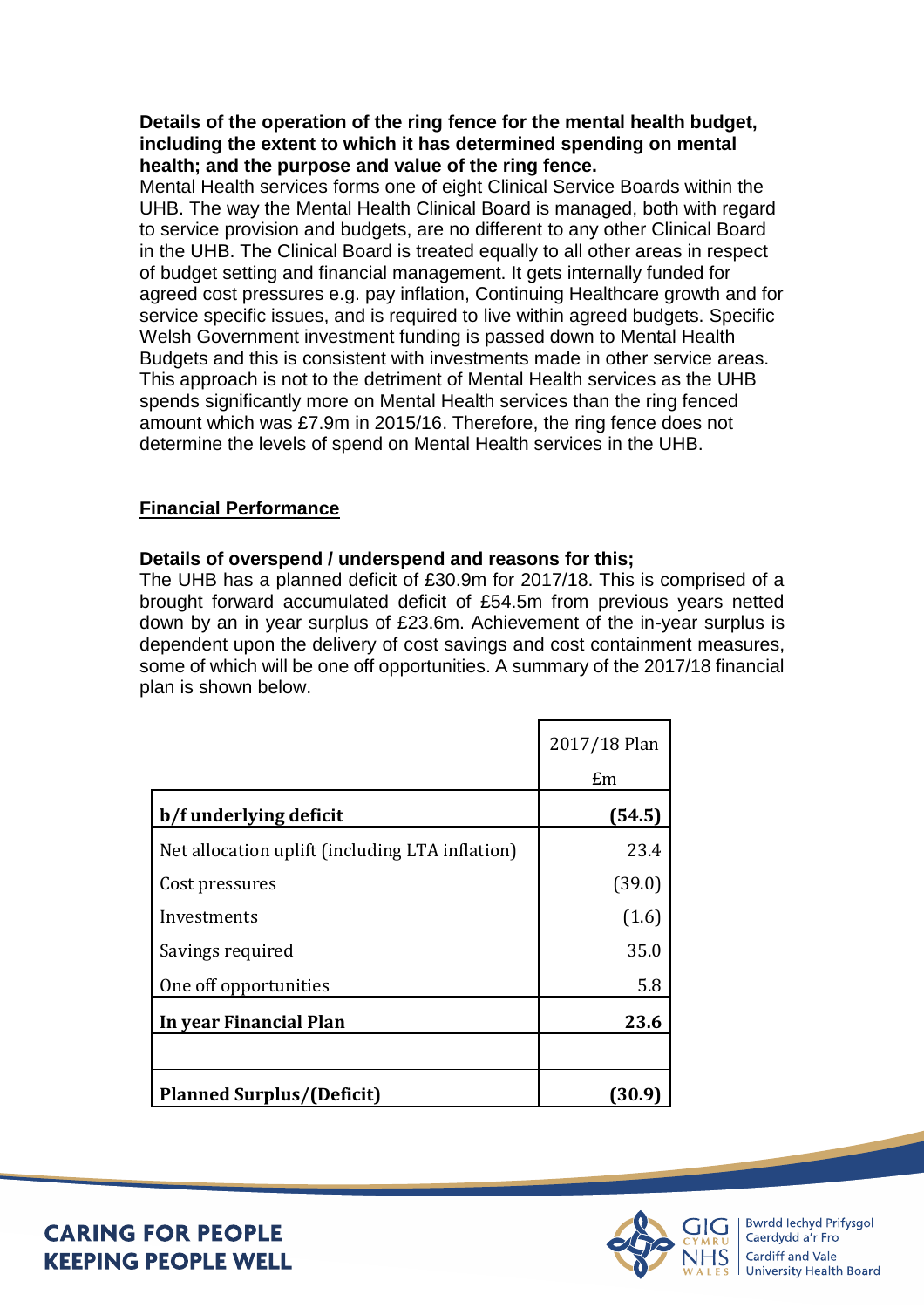**Details of the operation of the ring fence for the mental health budget, including the extent to which it has determined spending on mental health; and the purpose and value of the ring fence.**

Mental Health services forms one of eight Clinical Service Boards within the UHB. The way the Mental Health Clinical Board is managed, both with regard to service provision and budgets, are no different to any other Clinical Board in the UHB. The Clinical Board is treated equally to all other areas in respect of budget setting and financial management. It gets internally funded for agreed cost pressures e.g. pay inflation, Continuing Healthcare growth and for service specific issues, and is required to live within agreed budgets. Specific Welsh Government investment funding is passed down to Mental Health Budgets and this is consistent with investments made in other service areas. This approach is not to the detriment of Mental Health services as the UHB spends significantly more on Mental Health services than the ring fenced amount which was £7.9m in 2015/16. Therefore, the ring fence does not determine the levels of spend on Mental Health services in the UHB.

## Financial Performance

**Details of overspend / underspend and reasons for this;**

The UHB has a planned deficit of £30.9m for 2017/18. This is comprised of a brought forward accumulated deficit of £54.5m from previous years netted down by an in year surplus of £23.6m. Achievement of the in-year surplus is dependent upon the delivery of cost savings and cost containment measures, some of which will be one off opportunities. A summary of the 2017/18 financial plan is shown below.

| | 2017/18 Plan £m |
|---|---|
| **b/f underlying deficit** | **(54.5)** |
| Net allocation uplift (including LTA inflation) | 23.4 |
| Cost pressures | (39.0) |
| Investments | (1.6) |
| Savings required | 35.0 |
| One off opportunities | 5.8 |
| **In year Financial Plan** | **23.6** |
| | |
| **Planned Surplus/(Deficit)** | **(30.9)** |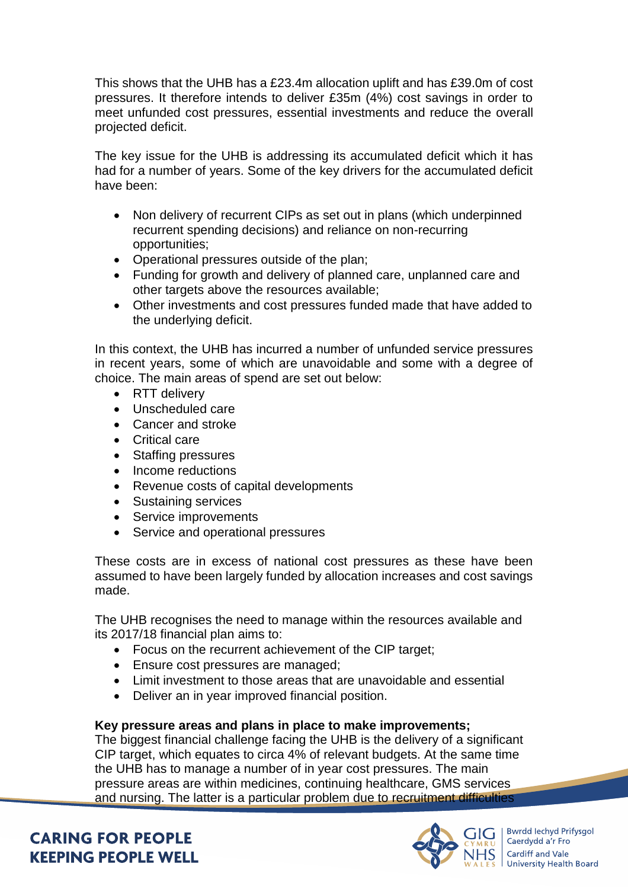This shows that the UHB has a £23.4m allocation uplift and has £39.0m of cost pressures. It therefore intends to deliver £35m (4%) cost savings in order to meet unfunded cost pressures, essential investments and reduce the overall projected deficit.

The key issue for the UHB is addressing its accumulated deficit which it has had for a number of years. Some of the key drivers for the accumulated deficit have been:

- Non delivery of recurrent CIPs as set out in plans (which underpinned recurrent spending decisions) and reliance on non-recurring opportunities;
- Operational pressures outside of the plan;
- Funding for growth and delivery of planned care, unplanned care and other targets above the resources available;
- Other investments and cost pressures funded made that have added to the underlying deficit.

In this context, the UHB has incurred a number of unfunded service pressures in recent years, some of which are unavoidable and some with a degree of choice. The main areas of spend are set out below:

- RTT delivery
- Unscheduled care
- Cancer and stroke
- Critical care
- Staffing pressures
- Income reductions
- Revenue costs of capital developments
- Sustaining services
- Service improvements
- Service and operational pressures

These costs are in excess of national cost pressures as these have been assumed to have been largely funded by allocation increases and cost savings made.

The UHB recognises the need to manage within the resources available and its 2017/18 financial plan aims to:

- Focus on the recurrent achievement of the CIP target;
- Ensure cost pressures are managed;
- Limit investment to those areas that are unavoidable and essential
- Deliver an in year improved financial position.

**Key pressure areas and plans in place to make improvements;**

The biggest financial challenge facing the UHB is the delivery of a significant CIP target, which equates to circa 4% of relevant budgets. At the same time the UHB has to manage a number of in year cost pressures. The main pressure areas are within medicines, continuing healthcare, GMS services and nursing. The latter is a particular problem due to recruitment difficulties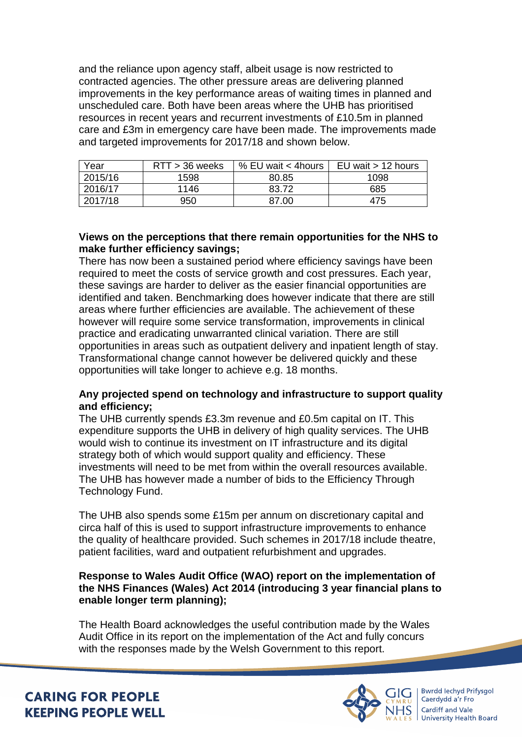and the reliance upon agency staff, albeit usage is now restricted to contracted agencies. The other pressure areas are delivering planned improvements in the key performance areas of waiting times in planned and unscheduled care. Both have been areas where the UHB has prioritised resources in recent years and recurrent investments of £10.5m in planned care and £3m in emergency care have been made. The improvements made and targeted improvements for 2017/18 and shown below.

| Year | RTT > 36 weeks | % EU wait < 4hours | EU wait > 12 hours |
|---|---|---|---|
| 2015/16 | 1598 | 80.85 | 1098 |
| 2016/17 | 1146 | 83.72 | 685 |
| 2017/18 | 950 | 87.00 | 475 |

**Views on the perceptions that there remain opportunities for the NHS to make further efficiency savings;**

There has now been a sustained period where efficiency savings have been required to meet the costs of service growth and cost pressures. Each year, these savings are harder to deliver as the easier financial opportunities are identified and taken. Benchmarking does however indicate that there are still areas where further efficiencies are available. The achievement of these however will require some service transformation, improvements in clinical practice and eradicating unwarranted clinical variation. There are still opportunities in areas such as outpatient delivery and inpatient length of stay. Transformational change cannot however be delivered quickly and these opportunities will take longer to achieve e.g. 18 months.

**Any projected spend on technology and infrastructure to support quality and efficiency;**

The UHB currently spends £3.3m revenue and £0.5m capital on IT. This expenditure supports the UHB in delivery of high quality services. The UHB would wish to continue its investment on IT infrastructure and its digital strategy both of which would support quality and efficiency. These investments will need to be met from within the overall resources available. The UHB has however made a number of bids to the Efficiency Through Technology Fund.

The UHB also spends some £15m per annum on discretionary capital and circa half of this is used to support infrastructure improvements to enhance the quality of healthcare provided. Such schemes in 2017/18 include theatre, patient facilities, ward and outpatient refurbishment and upgrades.

**Response to Wales Audit Office (WAO) report on the implementation of the NHS Finances (Wales) Act 2014 (introducing 3 year financial plans to enable longer term planning);**

The Health Board acknowledges the useful contribution made by the Wales Audit Office in its report on the implementation of the Act and fully concurs with the responses made by the Welsh Government to this report.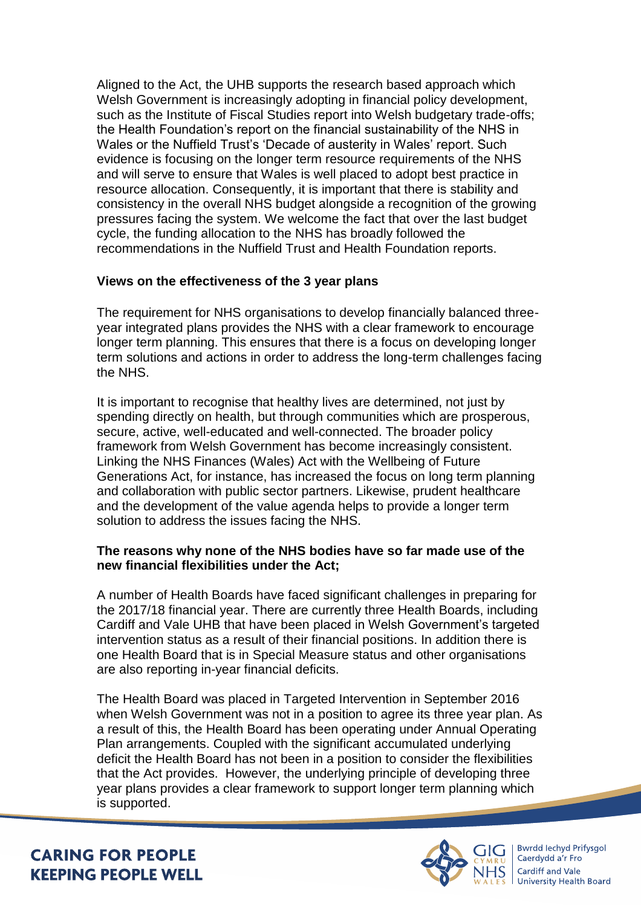Aligned to the Act, the UHB supports the research based approach which Welsh Government is increasingly adopting in financial policy development, such as the Institute of Fiscal Studies report into Welsh budgetary trade-offs; the Health Foundation's report on the financial sustainability of the NHS in Wales or the Nuffield Trust's 'Decade of austerity in Wales' report. Such evidence is focusing on the longer term resource requirements of the NHS and will serve to ensure that Wales is well placed to adopt best practice in resource allocation. Consequently, it is important that there is stability and consistency in the overall NHS budget alongside a recognition of the growing pressures facing the system. We welcome the fact that over the last budget cycle, the funding allocation to the NHS has broadly followed the recommendations in the Nuffield Trust and Health Foundation reports.

**Views on the effectiveness of the 3 year plans**

The requirement for NHS organisations to develop financially balanced three-year integrated plans provides the NHS with a clear framework to encourage longer term planning. This ensures that there is a focus on developing longer term solutions and actions in order to address the long-term challenges facing the NHS.

It is important to recognise that healthy lives are determined, not just by spending directly on health, but through communities which are prosperous, secure, active, well-educated and well-connected. The broader policy framework from Welsh Government has become increasingly consistent. Linking the NHS Finances (Wales) Act with the Wellbeing of Future Generations Act, for instance, has increased the focus on long term planning and collaboration with public sector partners. Likewise, prudent healthcare and the development of the value agenda helps to provide a longer term solution to address the issues facing the NHS.

**The reasons why none of the NHS bodies have so far made use of the new financial flexibilities under the Act;**

A number of Health Boards have faced significant challenges in preparing for the 2017/18 financial year. There are currently three Health Boards, including Cardiff and Vale UHB that have been placed in Welsh Government's targeted intervention status as a result of their financial positions. In addition there is one Health Board that is in Special Measure status and other organisations are also reporting in-year financial deficits.

The Health Board was placed in Targeted Intervention in September 2016 when Welsh Government was not in a position to agree its three year plan. As a result of this, the Health Board has been operating under Annual Operating Plan arrangements. Coupled with the significant accumulated underlying deficit the Health Board has not been in a position to consider the flexibilities that the Act provides. However, the underlying principle of developing three year plans provides a clear framework to support longer term planning which is supported.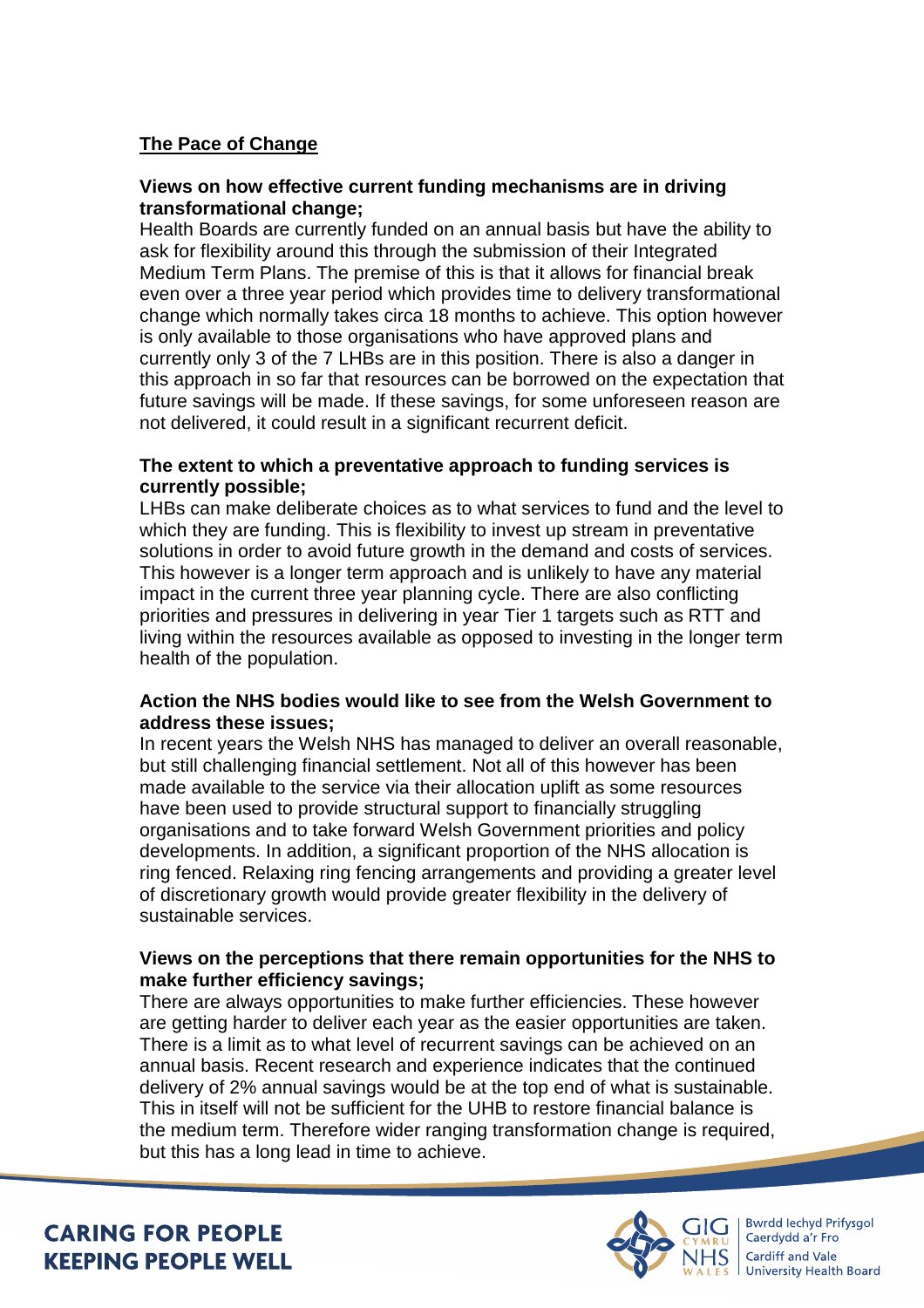## The Pace of Change

**Views on how effective current funding mechanisms are in driving transformational change;**

Health Boards are currently funded on an annual basis but have the ability to ask for flexibility around this through the submission of their Integrated Medium Term Plans. The premise of this is that it allows for financial break even over a three year period which provides time to delivery transformational change which normally takes circa 18 months to achieve. This option however is only available to those organisations who have approved plans and currently only 3 of the 7 LHBs are in this position. There is also a danger in this approach in so far that resources can be borrowed on the expectation that future savings will be made. If these savings, for some unforeseen reason are not delivered, it could result in a significant recurrent deficit.

**The extent to which a preventative approach to funding services is currently possible;**

LHBs can make deliberate choices as to what services to fund and the level to which they are funding. This is flexibility to invest up stream in preventative solutions in order to avoid future growth in the demand and costs of services. This however is a longer term approach and is unlikely to have any material impact in the current three year planning cycle. There are also conflicting priorities and pressures in delivering in year Tier 1 targets such as RTT and living within the resources available as opposed to investing in the longer term health of the population.

**Action the NHS bodies would like to see from the Welsh Government to address these issues;**

In recent years the Welsh NHS has managed to deliver an overall reasonable, but still challenging financial settlement. Not all of this however has been made available to the service via their allocation uplift as some resources have been used to provide structural support to financially struggling organisations and to take forward Welsh Government priorities and policy developments. In addition, a significant proportion of the NHS allocation is ring fenced. Relaxing ring fencing arrangements and providing a greater level of discretionary growth would provide greater flexibility in the delivery of sustainable services.

**Views on the perceptions that there remain opportunities for the NHS to make further efficiency savings;**

There are always opportunities to make further efficiencies. These however are getting harder to deliver each year as the easier opportunities are taken. There is a limit as to what level of recurrent savings can be achieved on an annual basis. Recent research and experience indicates that the continued delivery of 2% annual savings would be at the top end of what is sustainable. This in itself will not be sufficient for the UHB to restore financial balance is the medium term. Therefore wider ranging transformation change is required, but this has a long lead in time to achieve.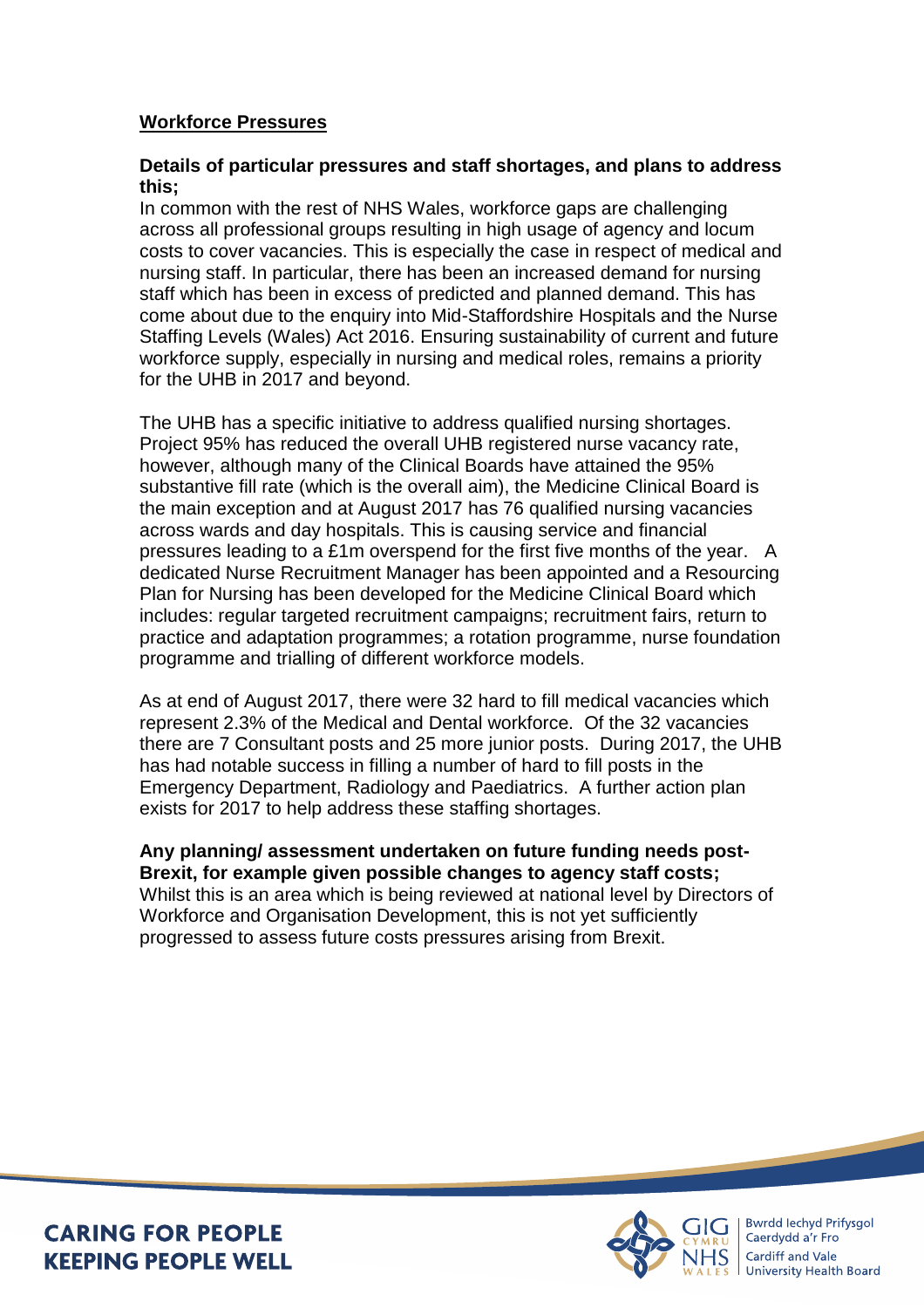## Workforce Pressures

**Details of particular pressures and staff shortages, and plans to address this;**

In common with the rest of NHS Wales, workforce gaps are challenging across all professional groups resulting in high usage of agency and locum costs to cover vacancies. This is especially the case in respect of medical and nursing staff. In particular, there has been an increased demand for nursing staff which has been in excess of predicted and planned demand. This has come about due to the enquiry into Mid-Staffordshire Hospitals and the Nurse Staffing Levels (Wales) Act 2016. Ensuring sustainability of current and future workforce supply, especially in nursing and medical roles, remains a priority for the UHB in 2017 and beyond.

The UHB has a specific initiative to address qualified nursing shortages. Project 95% has reduced the overall UHB registered nurse vacancy rate, however, although many of the Clinical Boards have attained the 95% substantive fill rate (which is the overall aim), the Medicine Clinical Board is the main exception and at August 2017 has 76 qualified nursing vacancies across wards and day hospitals. This is causing service and financial pressures leading to a £1m overspend for the first five months of the year. A dedicated Nurse Recruitment Manager has been appointed and a Resourcing Plan for Nursing has been developed for the Medicine Clinical Board which includes: regular targeted recruitment campaigns; recruitment fairs, return to practice and adaptation programmes; a rotation programme, nurse foundation programme and trialling of different workforce models.

As at end of August 2017, there were 32 hard to fill medical vacancies which represent 2.3% of the Medical and Dental workforce. Of the 32 vacancies there are 7 Consultant posts and 25 more junior posts. During 2017, the UHB has had notable success in filling a number of hard to fill posts in the Emergency Department, Radiology and Paediatrics. A further action plan exists for 2017 to help address these staffing shortages.

**Any planning/ assessment undertaken on future funding needs post-Brexit, for example given possible changes to agency staff costs;**

Whilst this is an area which is being reviewed at national level by Directors of Workforce and Organisation Development, this is not yet sufficiently progressed to assess future costs pressures arising from Brexit.